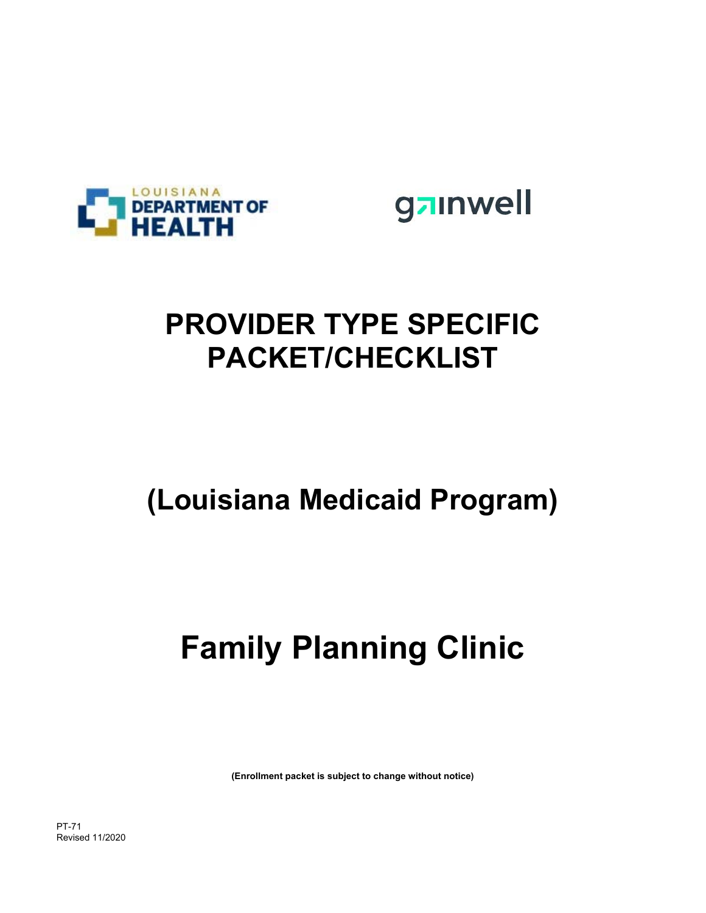LOUISIANA DEPARTMENT OF HEALTH

gainwell

# PROVIDER TYPE SPECIFIC PACKET/CHECKLIST

## (Louisiana Medicaid Program)

# Family Planning Clinic

**(Enrollment packet is subject to change without notice)**

PT-71
Revised 11/2020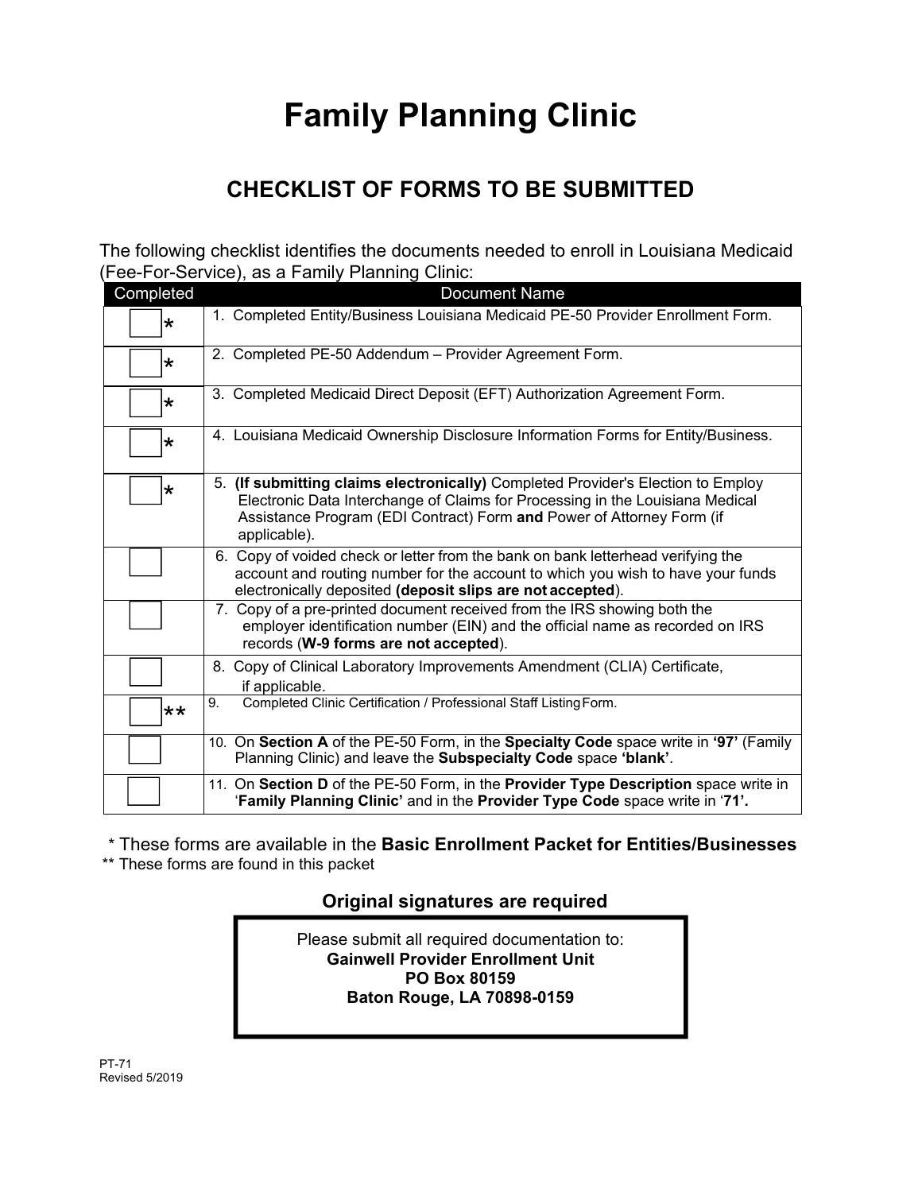# Family Planning Clinic

## CHECKLIST OF FORMS TO BE SUBMITTED

The following checklist identifies the documents needed to enroll in Louisiana Medicaid (Fee-For-Service), as a Family Planning Clinic:

| Completed | Document Name |
|---|---|
| ☐ * | 1. Completed Entity/Business Louisiana Medicaid PE-50 Provider Enrollment Form. |
| ☐ * | 2. Completed PE-50 Addendum – Provider Agreement Form. |
| ☐ * | 3. Completed Medicaid Direct Deposit (EFT) Authorization Agreement Form. |
| ☐ * | 4. Louisiana Medicaid Ownership Disclosure Information Forms for Entity/Business. |
| ☐ * | 5. **(If submitting claims electronically)** Completed Provider's Election to Employ Electronic Data Interchange of Claims for Processing in the Louisiana Medical Assistance Program (EDI Contract) Form **and** Power of Attorney Form (if applicable). |
| ☐ | 6. Copy of voided check or letter from the bank on bank letterhead verifying the account and routing number for the account to which you wish to have your funds electronically deposited **(deposit slips are not accepted)**. |
| ☐ | 7. Copy of a pre-printed document received from the IRS showing both the employer identification number (EIN) and the official name as recorded on IRS records (**W-9 forms are not accepted**). |
| ☐ | 8. Copy of Clinical Laboratory Improvements Amendment (CLIA) Certificate, if applicable. |
| ☐ ** | 9. Completed Clinic Certification / Professional Staff Listing Form. |
| ☐ | 10. On **Section A** of the PE-50 Form, in the **Specialty Code** space write in **'97'** (Family Planning Clinic) and leave the **Subspecialty Code** space **'blank'**. |
| ☐ | 11. On **Section D** of the PE-50 Form, in the **Provider Type Description** space write in '**Family Planning Clinic'** and in the **Provider Type Code** space write in '**71'.** |

\* These forms are available in the **Basic Enrollment Packet for Entities/Businesses**

\** These forms are found in this packet

### Original signatures are required

Please submit all required documentation to:
**Gainwell Provider Enrollment Unit**
**PO Box 80159**
**Baton Rouge, LA 70898-0159**

PT-71
Revised 5/2019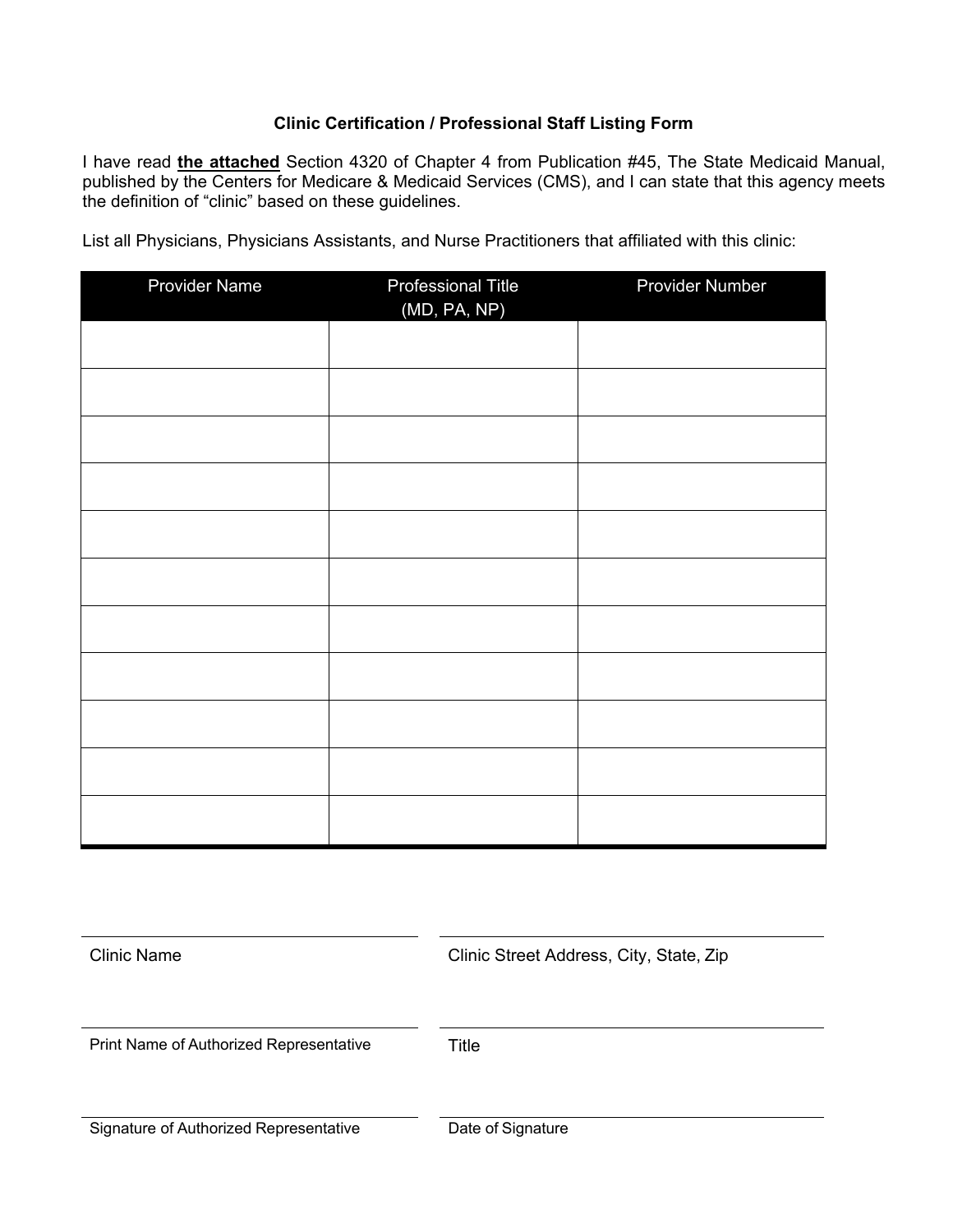**Clinic Certification / Professional Staff Listing Form**

I have read **the attached** Section 4320 of Chapter 4 from Publication #45, The State Medicaid Manual, published by the Centers for Medicare & Medicaid Services (CMS), and I can state that this agency meets the definition of "clinic" based on these guidelines.

List all Physicians, Physicians Assistants, and Nurse Practitioners that affiliated with this clinic:

| Provider Name | Professional Title (MD, PA, NP) | Provider Number |
|---|---|---|
| | | |
| | | |
| | | |
| | | |
| | | |
| | | |
| | | |
| | | |
| | | |
| | | |
| | | |

Clinic Name

Clinic Street Address, City, State, Zip

Print Name of Authorized Representative

Title

Signature of Authorized Representative

Date of Signature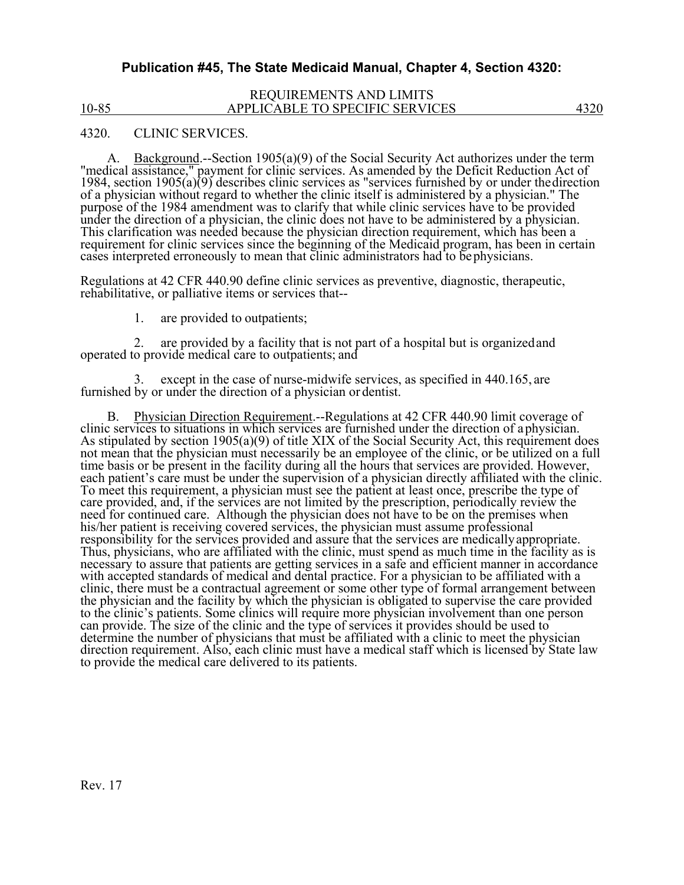**Publication #45, The State Medicaid Manual, Chapter 4, Section 4320:**

## 4320. CLINIC SERVICES.

A. Background.--Section 1905(a)(9) of the Social Security Act authorizes under the term "medical assistance," payment for clinic services. As amended by the Deficit Reduction Act of 1984, section 1905(a)(9) describes clinic services as "services furnished by or under the direction of a physician without regard to whether the clinic itself is administered by a physician." The purpose of the 1984 amendment was to clarify that while clinic services have to be provided under the direction of a physician, the clinic does not have to be administered by a physician. This clarification was needed because the physician direction requirement, which has been a requirement for clinic services since the beginning of the Medicaid program, has been in certain cases interpreted erroneously to mean that clinic administrators had to be physicians.

Regulations at 42 CFR 440.90 define clinic services as preventive, diagnostic, therapeutic, rehabilitative, or palliative items or services that--

1. are provided to outpatients;

2. are provided by a facility that is not part of a hospital but is organized and operated to provide medical care to outpatients; and

3. except in the case of nurse-midwife services, as specified in 440.165, are furnished by or under the direction of a physician or dentist.

B. Physician Direction Requirement.--Regulations at 42 CFR 440.90 limit coverage of clinic services to situations in which services are furnished under the direction of a physician. As stipulated by section 1905(a)(9) of title XIX of the Social Security Act, this requirement does not mean that the physician must necessarily be an employee of the clinic, or be utilized on a full time basis or be present in the facility during all the hours that services are provided. However, each patient's care must be under the supervision of a physician directly affiliated with the clinic. To meet this requirement, a physician must see the patient at least once, prescribe the type of care provided, and, if the services are not limited by the prescription, periodically review the need for continued care. Although the physician does not have to be on the premises when his/her patient is receiving covered services, the physician must assume professional responsibility for the services provided and assure that the services are medically appropriate. Thus, physicians, who are affiliated with the clinic, must spend as much time in the facility as is necessary to assure that patients are getting services in a safe and efficient manner in accordance with accepted standards of medical and dental practice. For a physician to be affiliated with a clinic, there must be a contractual agreement or some other type of formal arrangement between the physician and the facility by which the physician is obligated to supervise the care provided to the clinic's patients. Some clinics will require more physician involvement than one person can provide. The size of the clinic and the type of services it provides should be used to determine the number of physicians that must be affiliated with a clinic to meet the physician direction requirement. Also, each clinic must have a medical staff which is licensed by State law to provide the medical care delivered to its patients.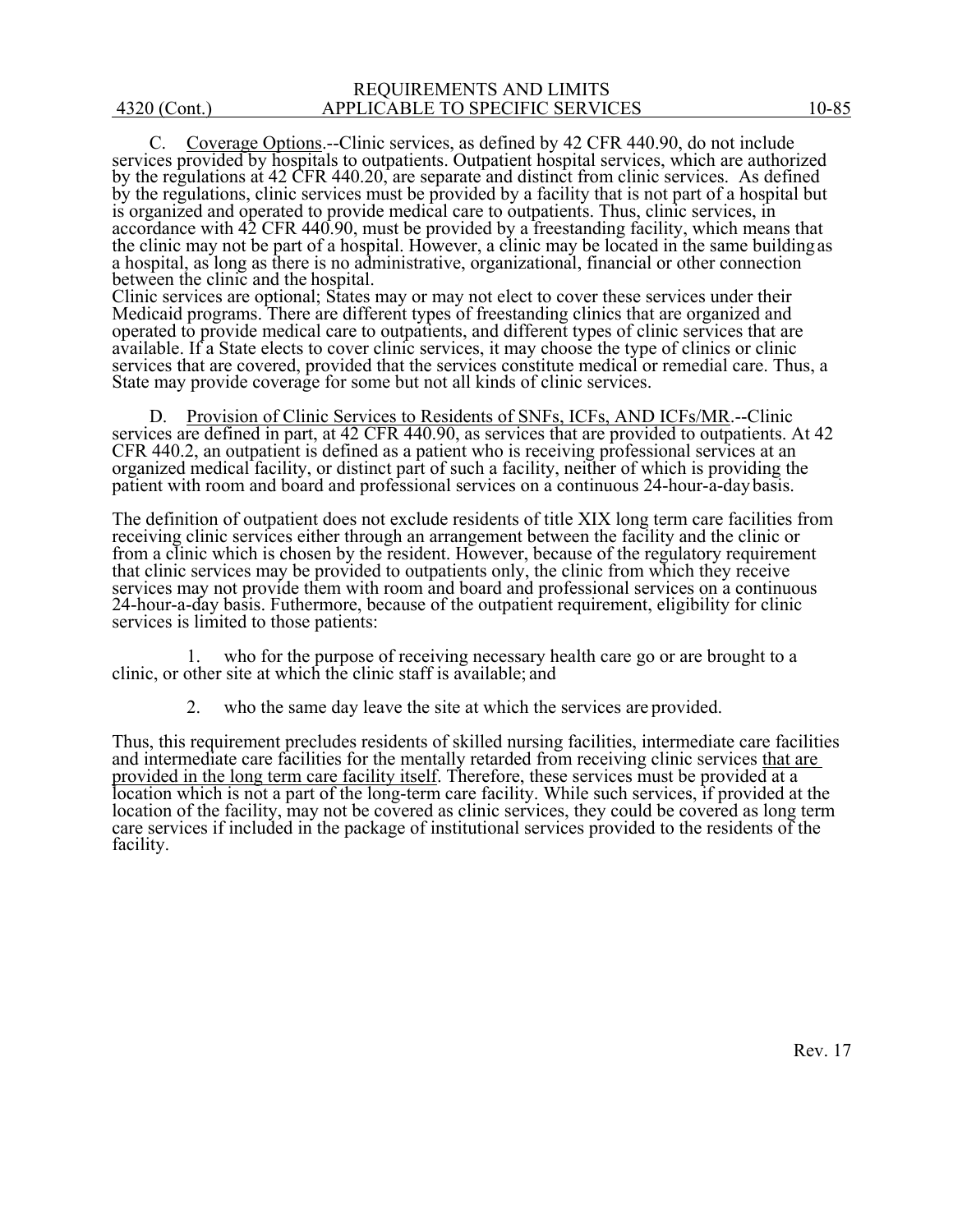C. Coverage Options.--Clinic services, as defined by 42 CFR 440.90, do not include services provided by hospitals to outpatients. Outpatient hospital services, which are authorized by the regulations at 42 CFR 440.20, are separate and distinct from clinic services. As defined by the regulations, clinic services must be provided by a facility that is not part of a hospital but is organized and operated to provide medical care to outpatients. Thus, clinic services, in accordance with 42 CFR 440.90, must be provided by a freestanding facility, which means that the clinic may not be part of a hospital. However, a clinic may be located in the same building as a hospital, as long as there is no administrative, organizational, financial or other connection between the clinic and the hospital.

Clinic services are optional; States may or may not elect to cover these services under their Medicaid programs. There are different types of freestanding clinics that are organized and operated to provide medical care to outpatients, and different types of clinic services that are available. If a State elects to cover clinic services, it may choose the type of clinics or clinic services that are covered, provided that the services constitute medical or remedial care. Thus, a State may provide coverage for some but not all kinds of clinic services.

D. Provision of Clinic Services to Residents of SNFs, ICFs, AND ICFs/MR.--Clinic services are defined in part, at 42 CFR 440.90, as services that are provided to outpatients. At 42 CFR 440.2, an outpatient is defined as a patient who is receiving professional services at an organized medical facility, or distinct part of such a facility, neither of which is providing the patient with room and board and professional services on a continuous 24-hour-a-day basis.

The definition of outpatient does not exclude residents of title XIX long term care facilities from receiving clinic services either through an arrangement between the facility and the clinic or from a clinic which is chosen by the resident. However, because of the regulatory requirement that clinic services may be provided to outpatients only, the clinic from which they receive services may not provide them with room and board and professional services on a continuous 24-hour-a-day basis. Futhermore, because of the outpatient requirement, eligibility for clinic services is limited to those patients:

1. who for the purpose of receiving necessary health care go or are brought to a clinic, or other site at which the clinic staff is available; and

2. who the same day leave the site at which the services are provided.

Thus, this requirement precludes residents of skilled nursing facilities, intermediate care facilities and intermediate care facilities for the mentally retarded from receiving clinic services that are provided in the long term care facility itself. Therefore, these services must be provided at a location which is not a part of the long-term care facility. While such services, if provided at the location of the facility, may not be covered as clinic services, they could be covered as long term care services if included in the package of institutional services provided to the residents of the facility.